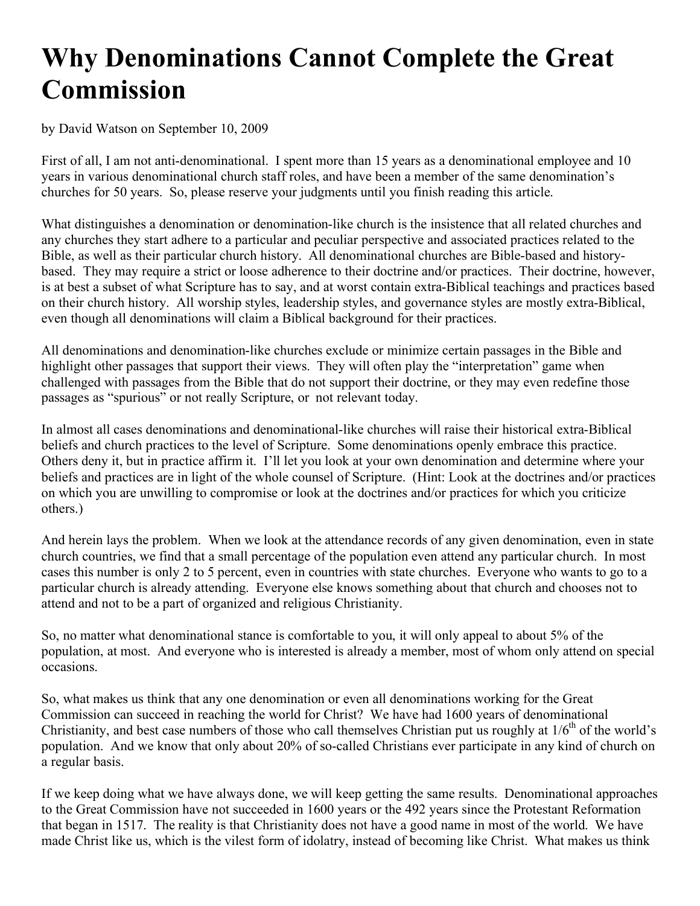# Why Denominations Cannot Complete the Great Commission

by David Watson on September 10, 2009

First of all, I am not anti-denominational. I spent more than 15 years as a denominational employee and 10 years in various denominational church staff roles, and have been a member of the same denomination's churches for 50 years. So, please reserve your judgments until you finish reading this article.

What distinguishes a denomination or denomination-like church is the insistence that all related churches and any churches they start adhere to a particular and peculiar perspective and associated practices related to the Bible, as well as their particular church history. All denominational churches are Bible-based and history-based. They may require a strict or loose adherence to their doctrine and/or practices. Their doctrine, however, is at best a subset of what Scripture has to say, and at worst contain extra-Biblical teachings and practices based on their church history. All worship styles, leadership styles, and governance styles are mostly extra-Biblical, even though all denominations will claim a Biblical background for their practices.

All denominations and denomination-like churches exclude or minimize certain passages in the Bible and highlight other passages that support their views. They will often play the "interpretation" game when challenged with passages from the Bible that do not support their doctrine, or they may even redefine those passages as "spurious" or not really Scripture, or not relevant today.

In almost all cases denominations and denominational-like churches will raise their historical extra-Biblical beliefs and church practices to the level of Scripture. Some denominations openly embrace this practice. Others deny it, but in practice affirm it. I'll let you look at your own denomination and determine where your beliefs and practices are in light of the whole counsel of Scripture. (Hint: Look at the doctrines and/or practices on which you are unwilling to compromise or look at the doctrines and/or practices for which you criticize others.)

And herein lays the problem. When we look at the attendance records of any given denomination, even in state church countries, we find that a small percentage of the population even attend any particular church. In most cases this number is only 2 to 5 percent, even in countries with state churches. Everyone who wants to go to a particular church is already attending. Everyone else knows something about that church and chooses not to attend and not to be a part of organized and religious Christianity.

So, no matter what denominational stance is comfortable to you, it will only appeal to about 5% of the population, at most. And everyone who is interested is already a member, most of whom only attend on special occasions.

So, what makes us think that any one denomination or even all denominations working for the Great Commission can succeed in reaching the world for Christ? We have had 1600 years of denominational Christianity, and best case numbers of those who call themselves Christian put us roughly at 1/6th of the world's population. And we know that only about 20% of so-called Christians ever participate in any kind of church on a regular basis.

If we keep doing what we have always done, we will keep getting the same results. Denominational approaches to the Great Commission have not succeeded in 1600 years or the 492 years since the Protestant Reformation that began in 1517. The reality is that Christianity does not have a good name in most of the world. We have made Christ like us, which is the vilest form of idolatry, instead of becoming like Christ. What makes us think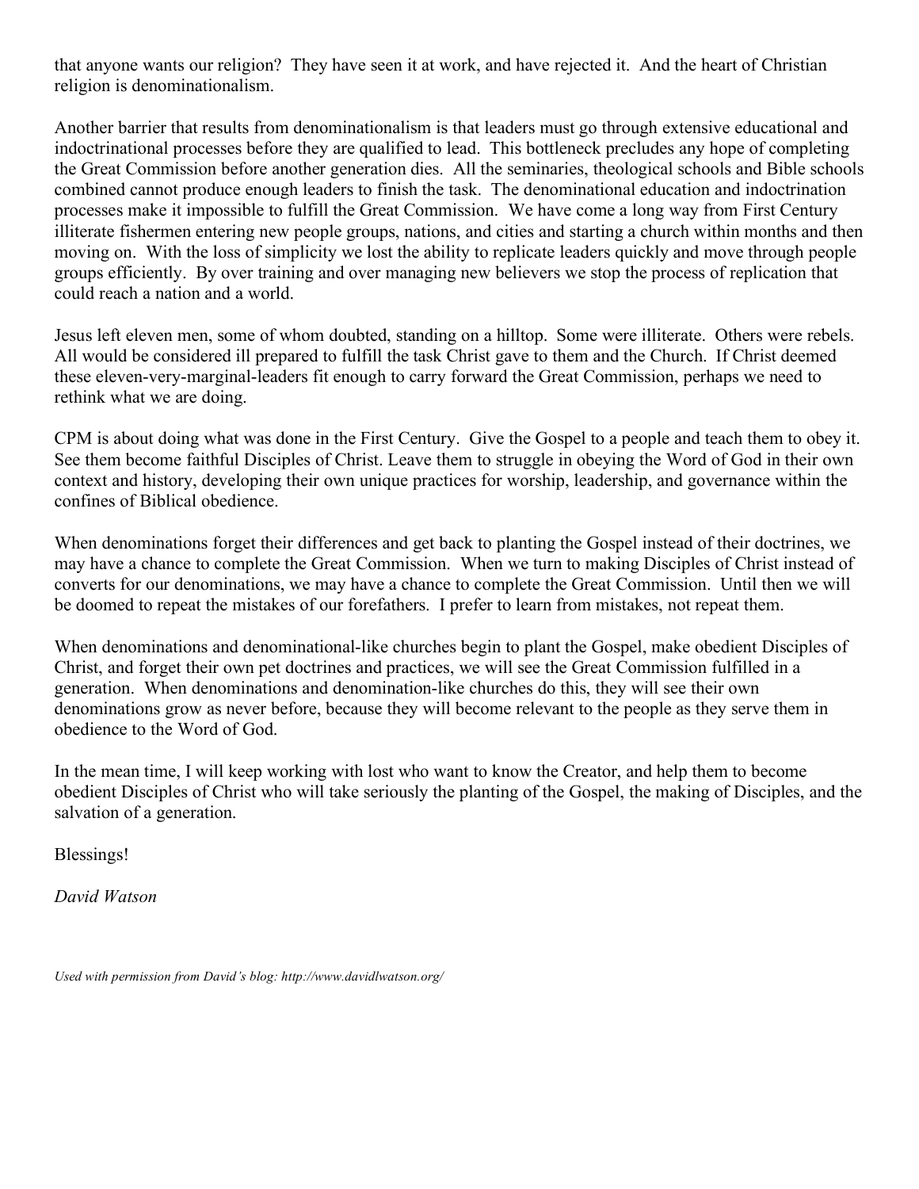that anyone wants our religion? They have seen it at work, and have rejected it. And the heart of Christian religion is denominationalism.

Another barrier that results from denominationalism is that leaders must go through extensive educational and indoctrinational processes before they are qualified to lead. This bottleneck precludes any hope of completing the Great Commission before another generation dies. All the seminaries, theological schools and Bible schools combined cannot produce enough leaders to finish the task. The denominational education and indoctrination processes make it impossible to fulfill the Great Commission. We have come a long way from First Century illiterate fishermen entering new people groups, nations, and cities and starting a church within months and then moving on. With the loss of simplicity we lost the ability to replicate leaders quickly and move through people groups efficiently. By over training and over managing new believers we stop the process of replication that could reach a nation and a world.

Jesus left eleven men, some of whom doubted, standing on a hilltop. Some were illiterate. Others were rebels. All would be considered ill prepared to fulfill the task Christ gave to them and the Church. If Christ deemed these eleven-very-marginal-leaders fit enough to carry forward the Great Commission, perhaps we need to rethink what we are doing.

CPM is about doing what was done in the First Century. Give the Gospel to a people and teach them to obey it. See them become faithful Disciples of Christ. Leave them to struggle in obeying the Word of God in their own context and history, developing their own unique practices for worship, leadership, and governance within the confines of Biblical obedience.

When denominations forget their differences and get back to planting the Gospel instead of their doctrines, we may have a chance to complete the Great Commission. When we turn to making Disciples of Christ instead of converts for our denominations, we may have a chance to complete the Great Commission. Until then we will be doomed to repeat the mistakes of our forefathers. I prefer to learn from mistakes, not repeat them.

When denominations and denominational-like churches begin to plant the Gospel, make obedient Disciples of Christ, and forget their own pet doctrines and practices, we will see the Great Commission fulfilled in a generation. When denominations and denomination-like churches do this, they will see their own denominations grow as never before, because they will become relevant to the people as they serve them in obedience to the Word of God.

In the mean time, I will keep working with lost who want to know the Creator, and help them to become obedient Disciples of Christ who will take seriously the planting of the Gospel, the making of Disciples, and the salvation of a generation.

Blessings!

*David Watson*

*Used with permission from David's blog: http://www.davidlwatson.org/*